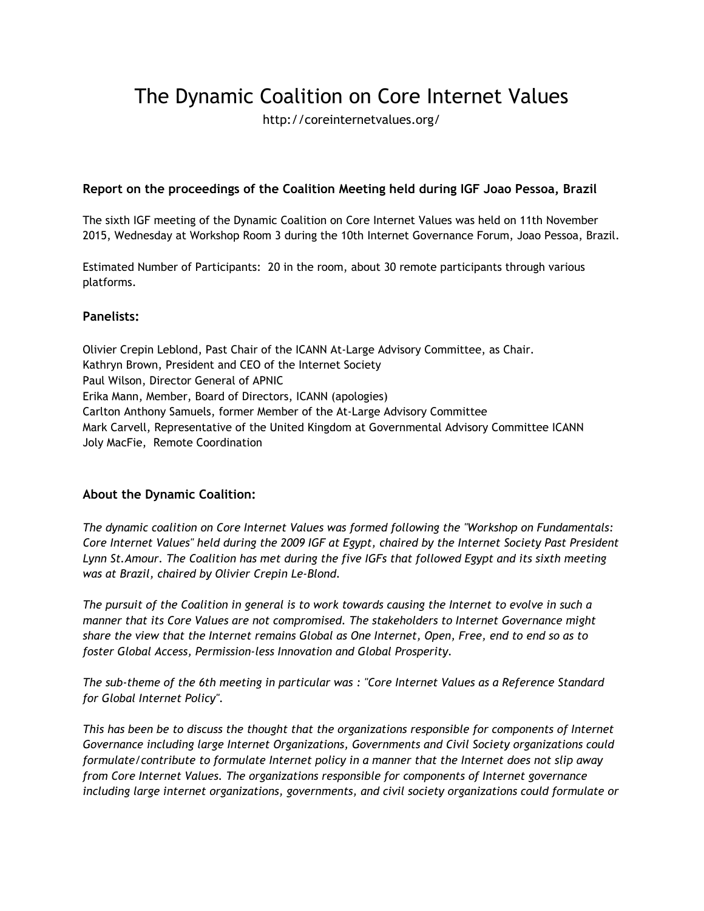# The Dynamic Coalition on Core Internet Values

http://coreinternetvalues.org/

### Report on the proceedings of the Coalition Meeting held during IGF Joao Pessoa, Brazil

The sixth IGF meeting of the Dynamic Coalition on Core Internet Values was held on 11th November 2015, Wednesday at Workshop Room 3 during the 10th Internet Governance Forum, Joao Pessoa, Brazil.

Estimated Number of Participants: 20 in the room, about 30 remote participants through various platforms.

### Panelists:

Olivier Crepin Leblond, Past Chair of the ICANN At-Large Advisory Committee, as Chair.
Kathryn Brown, President and CEO of the Internet Society
Paul Wilson, Director General of APNIC
Erika Mann, Member, Board of Directors, ICANN (apologies)
Carlton Anthony Samuels, former Member of the At-Large Advisory Committee
Mark Carvell, Representative of the United Kingdom at Governmental Advisory Committee ICANN
Joly MacFie, Remote Coordination

### About the Dynamic Coalition:

*The dynamic coalition on Core Internet Values was formed following the "Workshop on Fundamentals: Core Internet Values" held during the 2009 IGF at Egypt, chaired by the Internet Society Past President Lynn St.Amour. The Coalition has met during the five IGFs that followed Egypt and its sixth meeting was at Brazil, chaired by Olivier Crepin Le-Blond.*

*The pursuit of the Coalition in general is to work towards causing the Internet to evolve in such a manner that its Core Values are not compromised. The stakeholders to Internet Governance might share the view that the Internet remains Global as One Internet, Open, Free, end to end so as to foster Global Access, Permission-less Innovation and Global Prosperity.*

*The sub-theme of the 6th meeting in particular was : "Core Internet Values as a Reference Standard for Global Internet Policy".*

*This has been be to discuss the thought that the organizations responsible for components of Internet Governance including large Internet Organizations, Governments and Civil Society organizations could formulate/contribute to formulate Internet policy in a manner that the Internet does not slip away from Core Internet Values. The organizations responsible for components of Internet governance including large internet organizations, governments, and civil society organizations could formulate or*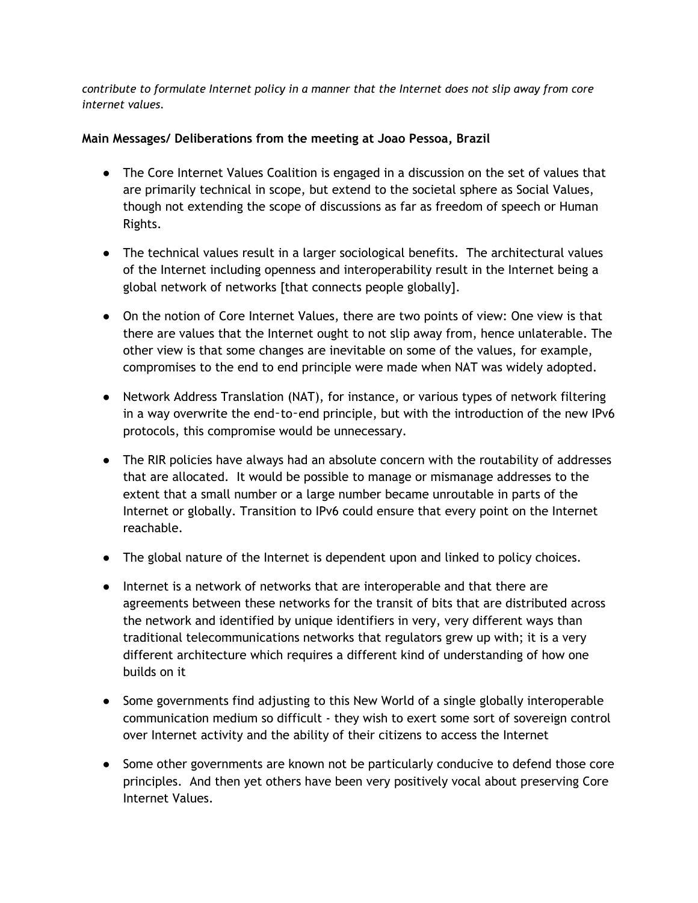*contribute to formulate Internet policy in a manner that the Internet does not slip away from core internet values.*

**Main Messages/ Deliberations from the meeting at Joao Pessoa, Brazil**

- The Core Internet Values Coalition is engaged in a discussion on the set of values that are primarily technical in scope, but extend to the societal sphere as Social Values, though not extending the scope of discussions as far as freedom of speech or Human Rights.
- The technical values result in a larger sociological benefits. The architectural values of the Internet including openness and interoperability result in the Internet being a global network of networks [that connects people globally].
- On the notion of Core Internet Values, there are two points of view: One view is that there are values that the Internet ought to not slip away from, hence unlaterable. The other view is that some changes are inevitable on some of the values, for example, compromises to the end to end principle were made when NAT was widely adopted.
- Network Address Translation (NAT), for instance, or various types of network filtering in a way overwrite the end-to-end principle, but with the introduction of the new IPv6 protocols, this compromise would be unnecessary.
- The RIR policies have always had an absolute concern with the routability of addresses that are allocated. It would be possible to manage or mismanage addresses to the extent that a small number or a large number became unroutable in parts of the Internet or globally. Transition to IPv6 could ensure that every point on the Internet reachable.
- The global nature of the Internet is dependent upon and linked to policy choices.
- Internet is a network of networks that are interoperable and that there are agreements between these networks for the transit of bits that are distributed across the network and identified by unique identifiers in very, very different ways than traditional telecommunications networks that regulators grew up with; it is a very different architecture which requires a different kind of understanding of how one builds on it
- Some governments find adjusting to this New World of a single globally interoperable communication medium so difficult - they wish to exert some sort of sovereign control over Internet activity and the ability of their citizens to access the Internet
- Some other governments are known not be particularly conducive to defend those core principles. And then yet others have been very positively vocal about preserving Core Internet Values.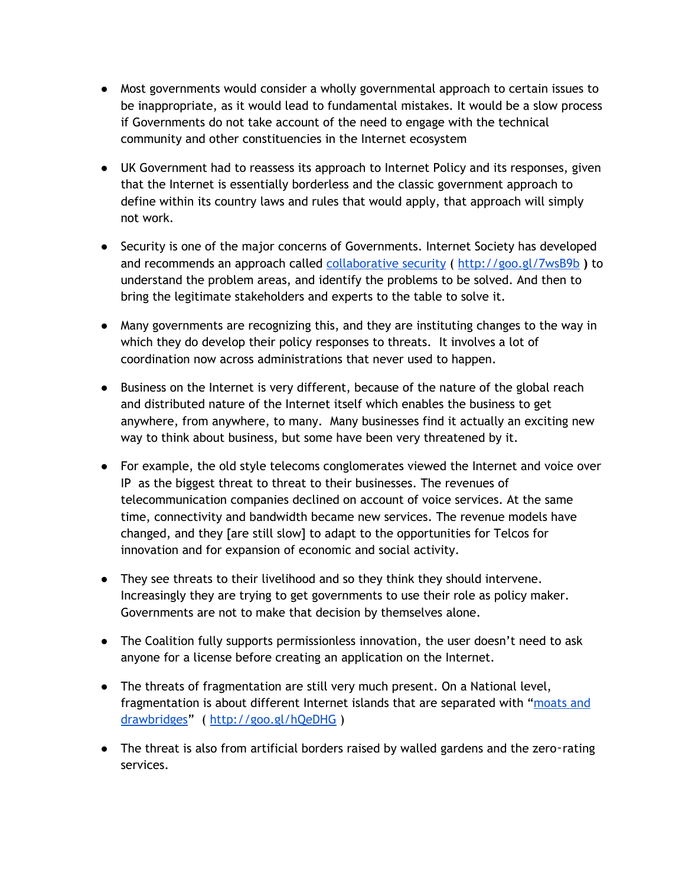- Most governments would consider a wholly governmental approach to certain issues to be inappropriate, as it would lead to fundamental mistakes. It would be a slow process if Governments do not take account of the need to engage with the technical community and other constituencies in the Internet ecosystem

- UK Government had to reassess its approach to Internet Policy and its responses, given that the Internet is essentially borderless and the classic government approach to define within its country laws and rules that would apply, that approach will simply not work.

- Security is one of the major concerns of Governments. Internet Society has developed and recommends an approach called [collaborative security](http://goo.gl/7wsB9b) ( [http://goo.gl/7wsB9b](http://goo.gl/7wsB9b) ) to understand the problem areas, and identify the problems to be solved. And then to bring the legitimate stakeholders and experts to the table to solve it.

- Many governments are recognizing this, and they are instituting changes to the way in which they do develop their policy responses to threats.  It involves a lot of coordination now across administrations that never used to happen.

- Business on the Internet is very different, because of the nature of the global reach and distributed nature of the Internet itself which enables the business to get anywhere, from anywhere, to many.  Many businesses find it actually an exciting new way to think about business, but some have been very threatened by it.

- For example, the old style telecoms conglomerates viewed the Internet and voice over IP  as the biggest threat to threat to their businesses. The revenues of telecommunication companies declined on account of voice services. At the same time, connectivity and bandwidth became new services. The revenue models have changed, and they [are still slow] to adapt to the opportunities for Telcos for innovation and for expansion of economic and social activity.

- They see threats to their livelihood and so they think they should intervene. Increasingly they are trying to get governments to use their role as policy maker. Governments are not to make that decision by themselves alone.

- The Coalition fully supports permissionless innovation, the user doesn't need to ask anyone for a license before creating an application on the Internet.

- The threats of fragmentation are still very much present. On a National level, fragmentation is about different Internet islands that are separated with "[moats and drawbridges](http://goo.gl/hQeDHG)"  ( [http://goo.gl/hQeDHG](http://goo.gl/hQeDHG) )

- The threat is also from artificial borders raised by walled gardens and the zero-rating services.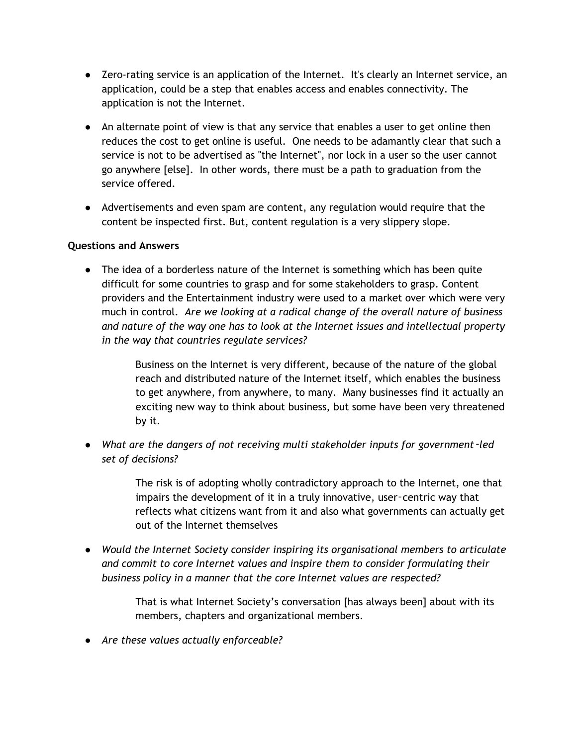- Zero-rating service is an application of the Internet. It's clearly an Internet service, an application, could be a step that enables access and enables connectivity. The application is not the Internet.

- An alternate point of view is that any service that enables a user to get online then reduces the cost to get online is useful. One needs to be adamantly clear that such a service is not to be advertised as "the Internet", nor lock in a user so the user cannot go anywhere [else]. In other words, there must be a path to graduation from the service offered.

- Advertisements and even spam are content, any regulation would require that the content be inspected first. But, content regulation is a very slippery slope.

**Questions and Answers**

- The idea of a borderless nature of the Internet is something which has been quite difficult for some countries to grasp and for some stakeholders to grasp. Content providers and the Entertainment industry were used to a market over which were very much in control. *Are we looking at a radical change of the overall nature of business and nature of the way one has to look at the Internet issues and intellectual property in the way that countries regulate services?*

  Business on the Internet is very different, because of the nature of the global reach and distributed nature of the Internet itself, which enables the business to get anywhere, from anywhere, to many. Many businesses find it actually an exciting new way to think about business, but some have been very threatened by it.

- *What are the dangers of not receiving multi stakeholder inputs for government–led set of decisions?*

  The risk is of adopting wholly contradictory approach to the Internet, one that impairs the development of it in a truly innovative, user–centric way that reflects what citizens want from it and also what governments can actually get out of the Internet themselves

- *Would the Internet Society consider inspiring its organisational members to articulate and commit to core Internet values and inspire them to consider formulating their business policy in a manner that the core Internet values are respected?*

  That is what Internet Society's conversation [has always been] about with its members, chapters and organizational members.

- *Are these values actually enforceable?*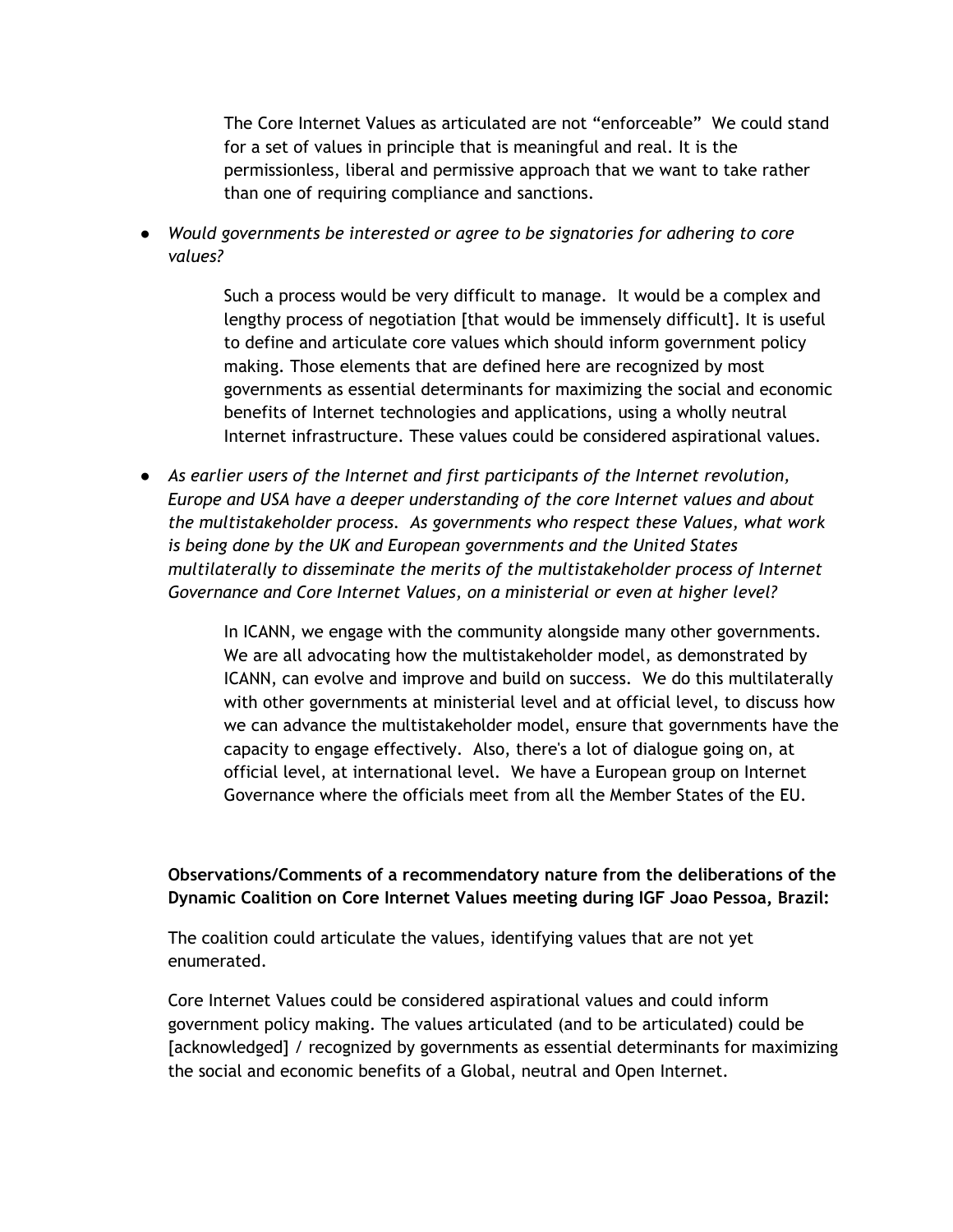The Core Internet Values as articulated are not "enforceable"  We could stand for a set of values in principle that is meaningful and real. It is the permissionless, liberal and permissive approach that we want to take rather than one of requiring compliance and sanctions.

- *Would governments be interested or agree to be signatories for adhering to core values?*

    Such a process would be very difficult to manage.  It would be a complex and lengthy process of negotiation [that would be immensely difficult]. It is useful to define and articulate core values which should inform government policy making. Those elements that are defined here are recognized by most governments as essential determinants for maximizing the social and economic benefits of Internet technologies and applications, using a wholly neutral Internet infrastructure. These values could be considered aspirational values.

- *As earlier users of the Internet and first participants of the Internet revolution, Europe and USA have a deeper understanding of the core Internet values and about the multistakeholder process.  As governments who respect these Values, what work is being done by the UK and European governments and the United States multilaterally to disseminate the merits of the multistakeholder process of Internet Governance and Core Internet Values, on a ministerial or even at higher level?*

    In ICANN, we engage with the community alongside many other governments. We are all advocating how the multistakeholder model, as demonstrated by ICANN, can evolve and improve and build on success.  We do this multilaterally with other governments at ministerial level and at official level, to discuss how we can advance the multistakeholder model, ensure that governments have the capacity to engage effectively.  Also, there's a lot of dialogue going on, at official level, at international level.  We have a European group on Internet Governance where the officials meet from all the Member States of the EU.

**Observations/Comments of a recommendatory nature from the deliberations of the Dynamic Coalition on Core Internet Values meeting during IGF Joao Pessoa, Brazil:**

The coalition could articulate the values, identifying values that are not yet enumerated.

Core Internet Values could be considered aspirational values and could inform government policy making. The values articulated (and to be articulated) could be [acknowledged] / recognized by governments as essential determinants for maximizing the social and economic benefits of a Global, neutral and Open Internet.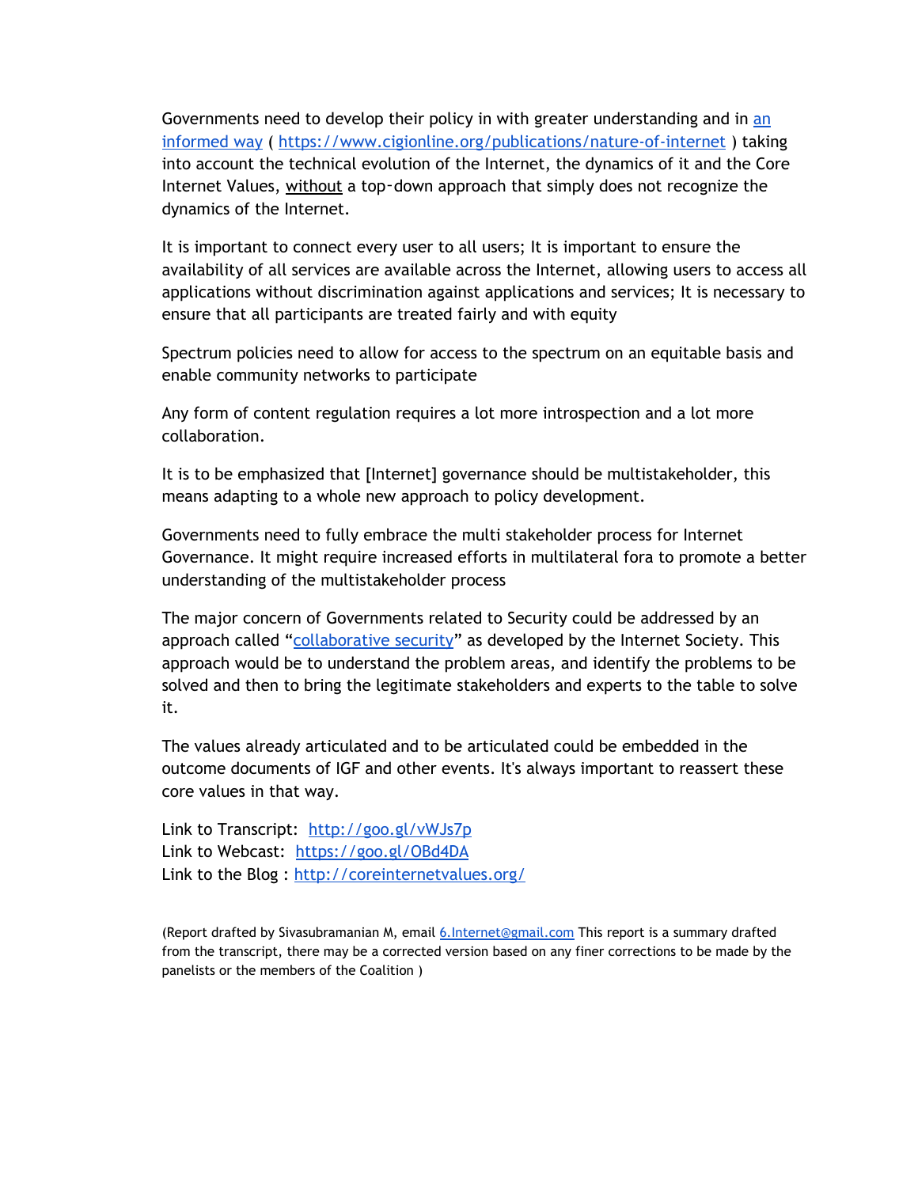Governments need to develop their policy in with greater understanding and in an informed way ( https://www.cigionline.org/publications/nature-of-internet ) taking into account the technical evolution of the Internet, the dynamics of it and the Core Internet Values, without a top-down approach that simply does not recognize the dynamics of the Internet.

It is important to connect every user to all users; It is important to ensure the availability of all services are available across the Internet, allowing users to access all applications without discrimination against applications and services; It is necessary to ensure that all participants are treated fairly and with equity

Spectrum policies need to allow for access to the spectrum on an equitable basis and enable community networks to participate

Any form of content regulation requires a lot more introspection and a lot more collaboration.

It is to be emphasized that [Internet] governance should be multistakeholder, this means adapting to a whole new approach to policy development.

Governments need to fully embrace the multi stakeholder process for Internet Governance. It might require increased efforts in multilateral fora to promote a better understanding of the multistakeholder process

The major concern of Governments related to Security could be addressed by an approach called "collaborative security" as developed by the Internet Society. This approach would be to understand the problem areas, and identify the problems to be solved and then to bring the legitimate stakeholders and experts to the table to solve it.

The values already articulated and to be articulated could be embedded in the outcome documents of IGF and other events. It's always important to reassert these core values in that way.

Link to Transcript: http://goo.gl/vWJs7p
Link to Webcast: https://goo.gl/OBd4DA
Link to the Blog : http://coreinternetvalues.org/

(Report drafted by Sivasubramanian M, email 6.Internet@gmail.com This report is a summary drafted from the transcript, there may be a corrected version based on any finer corrections to be made by the panelists or the members of the Coalition )